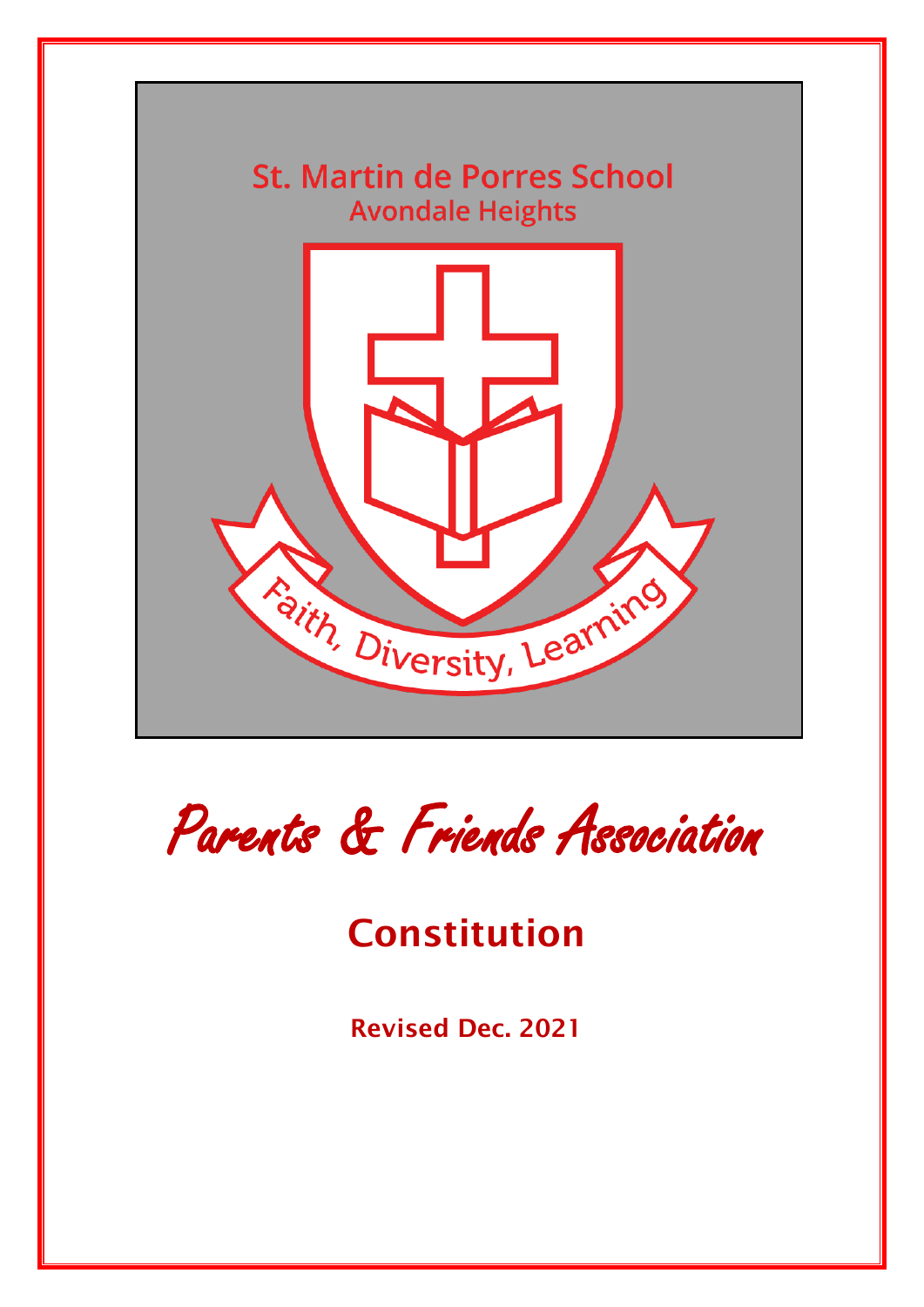St. Martin de Porres School
Avondale Heights

Faith, Diversity, Learning

# Parents & Friends Association

## Constitution

**Revised Dec. 2021**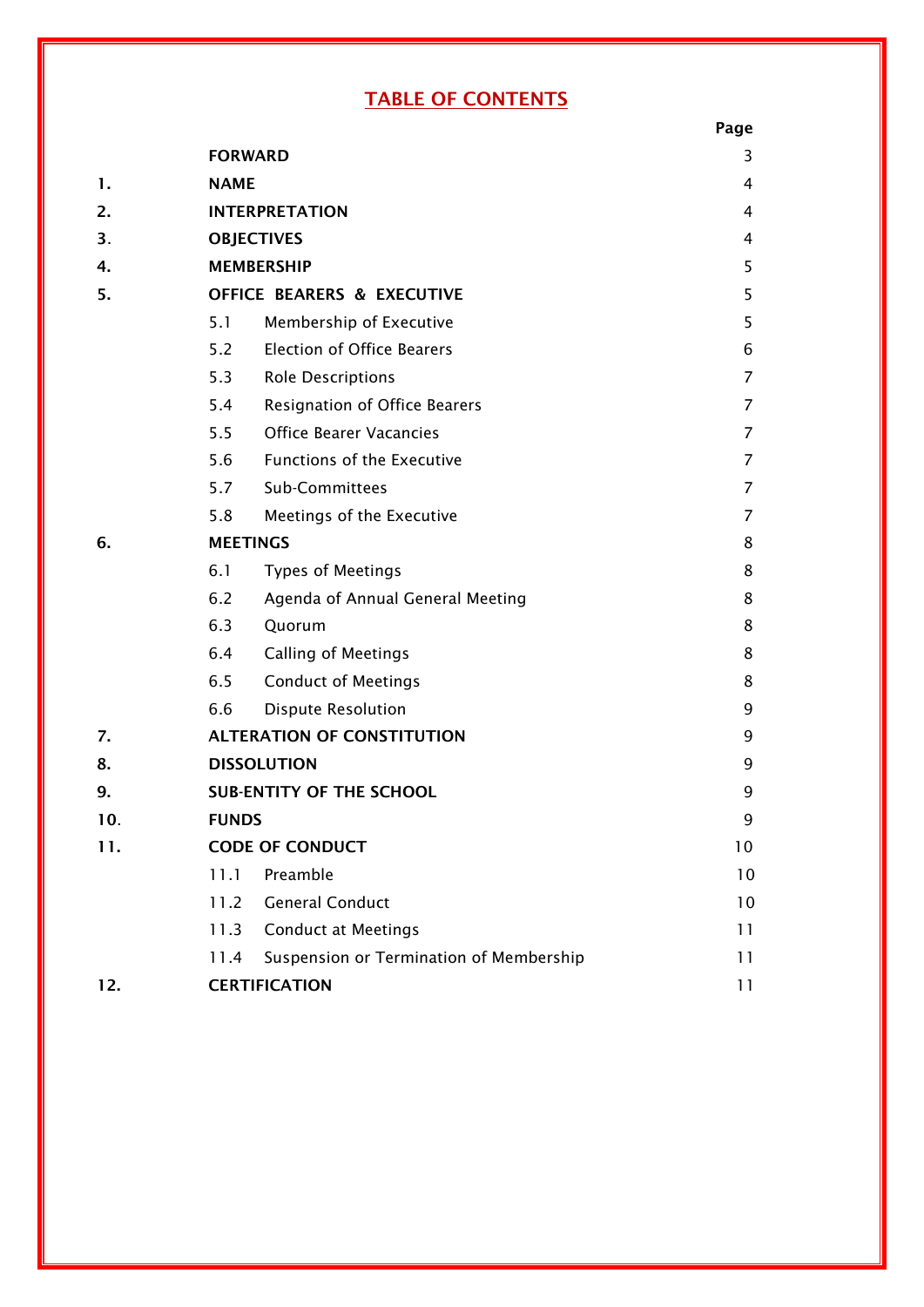# TABLE OF CONTENTS

| | | | Page |
|---|---|---|---|
| | **FORWARD** | | 3 |
| **1.** | **NAME** | | 4 |
| **2.** | **INTERPRETATION** | | 4 |
| **3.** | **OBJECTIVES** | | 4 |
| **4.** | **MEMBERSHIP** | | 5 |
| **5.** | **OFFICE BEARERS & EXECUTIVE** | | 5 |
| | 5.1 | Membership of Executive | 5 |
| | 5.2 | Election of Office Bearers | 6 |
| | 5.3 | Role Descriptions | 7 |
| | 5.4 | Resignation of Office Bearers | 7 |
| | 5.5 | Office Bearer Vacancies | 7 |
| | 5.6 | Functions of the Executive | 7 |
| | 5.7 | Sub-Committees | 7 |
| | 5.8 | Meetings of the Executive | 7 |
| **6.** | **MEETINGS** | | 8 |
| | 6.1 | Types of Meetings | 8 |
| | 6.2 | Agenda of Annual General Meeting | 8 |
| | 6.3 | Quorum | 8 |
| | 6.4 | Calling of Meetings | 8 |
| | 6.5 | Conduct of Meetings | 8 |
| | 6.6 | Dispute Resolution | 9 |
| **7.** | **ALTERATION OF CONSTITUTION** | | 9 |
| **8.** | **DISSOLUTION** | | 9 |
| **9.** | **SUB-ENTITY OF THE SCHOOL** | | 9 |
| **10.** | **FUNDS** | | 9 |
| **11.** | **CODE OF CONDUCT** | | 10 |
| | 11.1 | Preamble | 10 |
| | 11.2 | General Conduct | 10 |
| | 11.3 | Conduct at Meetings | 11 |
| | 11.4 | Suspension or Termination of Membership | 11 |
| **12.** | **CERTIFICATION** | | 11 |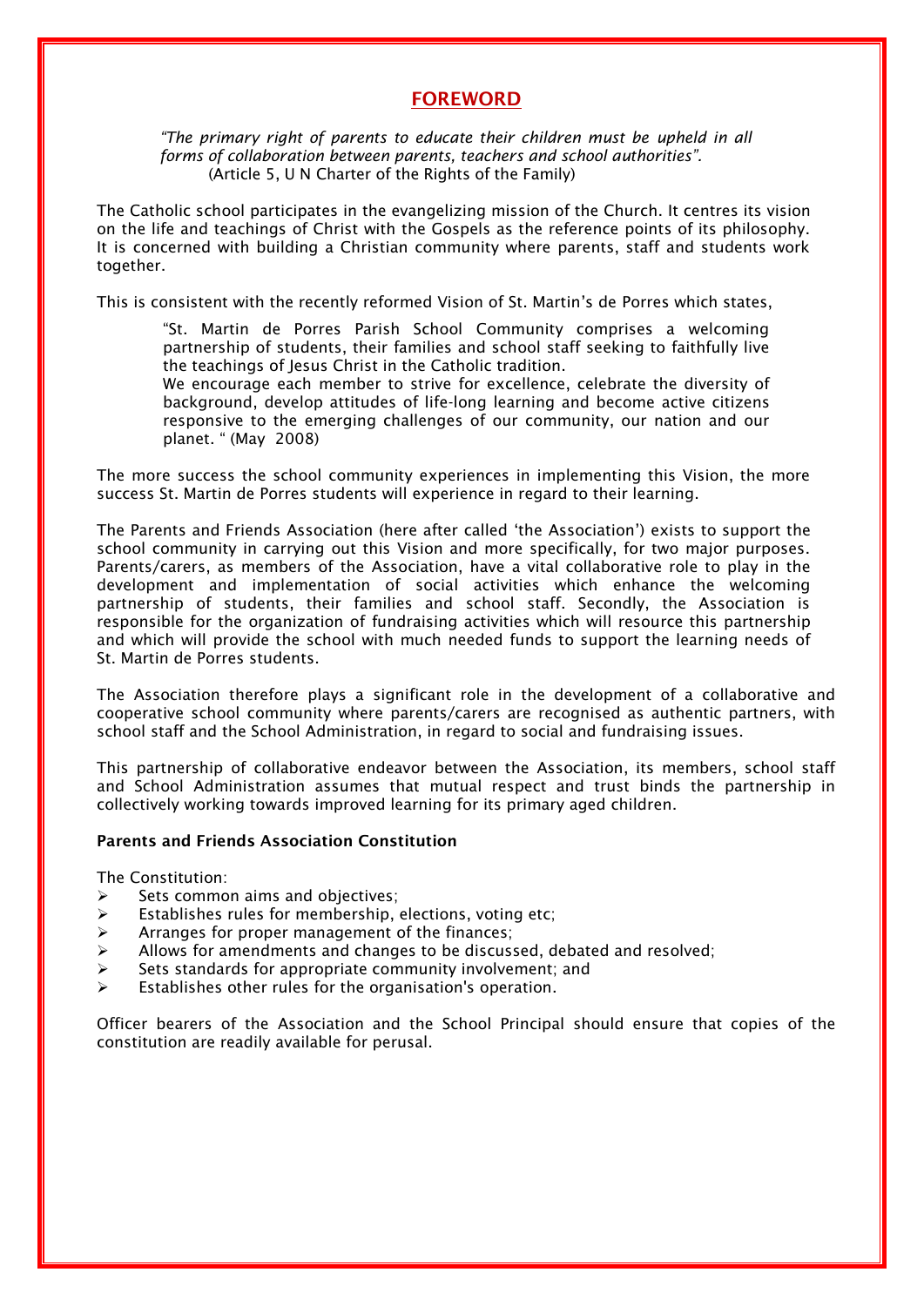# FOREWORD

> *"The primary right of parents to educate their children must be upheld in all forms of collaboration between parents, teachers and school authorities".*
> (Article 5, U N Charter of the Rights of the Family)

The Catholic school participates in the evangelizing mission of the Church. It centres its vision on the life and teachings of Christ with the Gospels as the reference points of its philosophy. It is concerned with building a Christian community where parents, staff and students work together.

This is consistent with the recently reformed Vision of St. Martin's de Porres which states,

> "St. Martin de Porres Parish School Community comprises a welcoming partnership of students, their families and school staff seeking to faithfully live the teachings of Jesus Christ in the Catholic tradition.
> We encourage each member to strive for excellence, celebrate the diversity of background, develop attitudes of life-long learning and become active citizens responsive to the emerging challenges of our community, our nation and our planet. " (May 2008)

The more success the school community experiences in implementing this Vision, the more success St. Martin de Porres students will experience in regard to their learning.

The Parents and Friends Association (here after called 'the Association') exists to support the school community in carrying out this Vision and more specifically, for two major purposes. Parents/carers, as members of the Association, have a vital collaborative role to play in the development and implementation of social activities which enhance the welcoming partnership of students, their families and school staff. Secondly, the Association is responsible for the organization of fundraising activities which will resource this partnership and which will provide the school with much needed funds to support the learning needs of St. Martin de Porres students.

The Association therefore plays a significant role in the development of a collaborative and cooperative school community where parents/carers are recognised as authentic partners, with school staff and the School Administration, in regard to social and fundraising issues.

This partnership of collaborative endeavor between the Association, its members, school staff and School Administration assumes that mutual respect and trust binds the partnership in collectively working towards improved learning for its primary aged children.

### Parents and Friends Association Constitution

The Constitution:

- Sets common aims and objectives;
- Establishes rules for membership, elections, voting etc;
- Arranges for proper management of the finances;
- Allows for amendments and changes to be discussed, debated and resolved;
- Sets standards for appropriate community involvement; and
- Establishes other rules for the organisation's operation.

Officer bearers of the Association and the School Principal should ensure that copies of the constitution are readily available for perusal.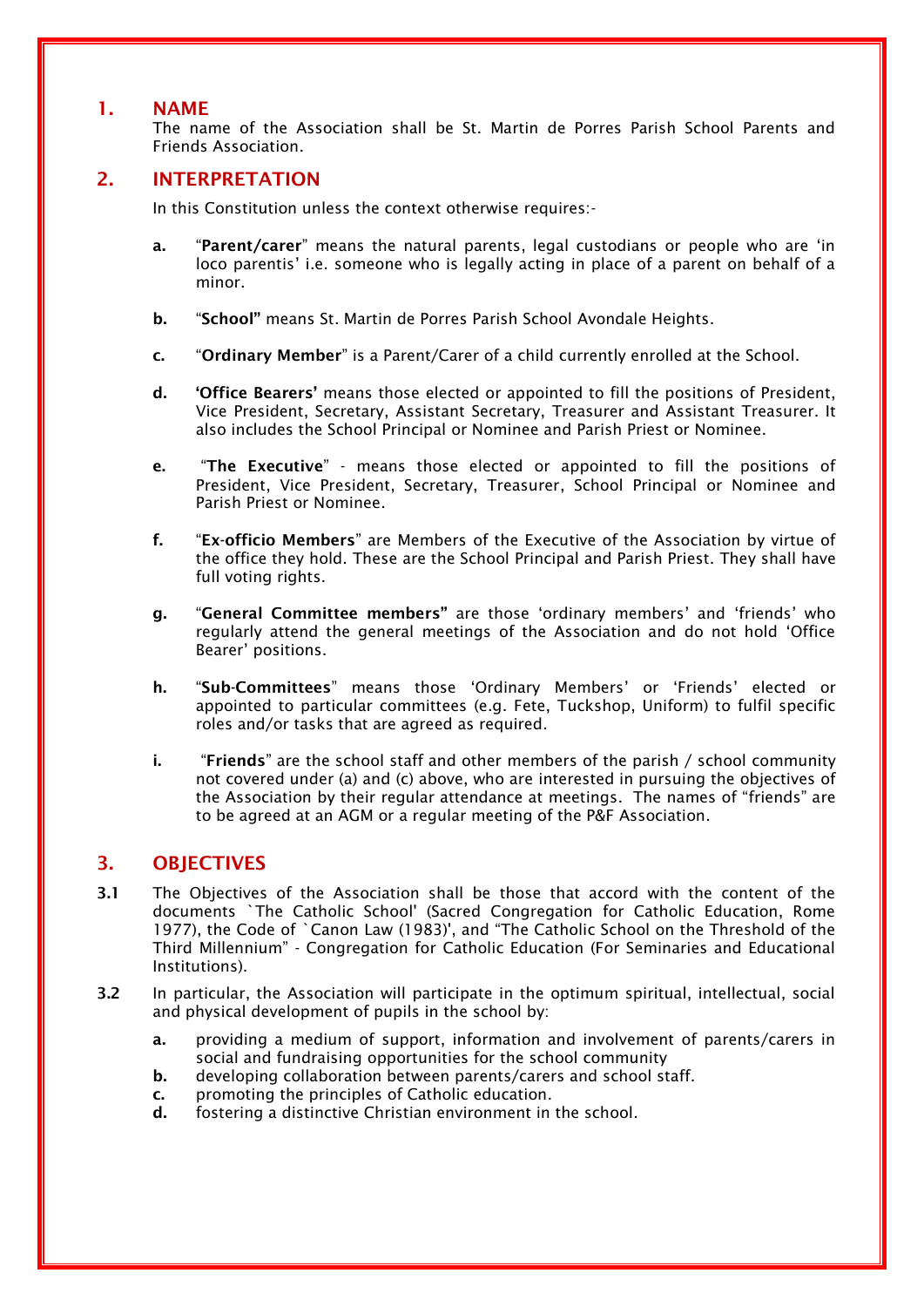## 1. NAME

The name of the Association shall be St. Martin de Porres Parish School Parents and Friends Association.

## 2. INTERPRETATION

In this Constitution unless the context otherwise requires:-

**a.** "**Parent/carer**" means the natural parents, legal custodians or people who are 'in loco parentis' i.e. someone who is legally acting in place of a parent on behalf of a minor.

**b.** "**School"** means St. Martin de Porres Parish School Avondale Heights.

**c.** "**Ordinary Member**" is a Parent/Carer of a child currently enrolled at the School.

**d.** **'Office Bearers'** means those elected or appointed to fill the positions of President, Vice President, Secretary, Assistant Secretary, Treasurer and Assistant Treasurer. It also includes the School Principal or Nominee and Parish Priest or Nominee.

**e.** "**The Executive**" - means those elected or appointed to fill the positions of President, Vice President, Secretary, Treasurer, School Principal or Nominee and Parish Priest or Nominee.

**f.** "**Ex-officio Members**" are Members of the Executive of the Association by virtue of the office they hold. These are the School Principal and Parish Priest. They shall have full voting rights.

**g.** "**General Committee members"** are those 'ordinary members' and 'friends' who regularly attend the general meetings of the Association and do not hold 'Office Bearer' positions.

**h.** "**Sub-Committees**" means those 'Ordinary Members' or 'Friends' elected or appointed to particular committees (e.g. Fete, Tuckshop, Uniform) to fulfil specific roles and/or tasks that are agreed as required.

**i.** "**Friends**" are the school staff and other members of the parish / school community not covered under (a) and (c) above, who are interested in pursuing the objectives of the Association by their regular attendance at meetings. The names of "friends" are to be agreed at an AGM or a regular meeting of the P&F Association.

## 3. OBJECTIVES

**3.1** The Objectives of the Association shall be those that accord with the content of the documents `The Catholic School' (Sacred Congregation for Catholic Education, Rome 1977), the Code of `Canon Law (1983)', and "The Catholic School on the Threshold of the Third Millennium" - Congregation for Catholic Education (For Seminaries and Educational Institutions).

**3.2** In particular, the Association will participate in the optimum spiritual, intellectual, social and physical development of pupils in the school by:

**a.** providing a medium of support, information and involvement of parents/carers in social and fundraising opportunities for the school community
**b.** developing collaboration between parents/carers and school staff.
**c.** promoting the principles of Catholic education.
**d.** fostering a distinctive Christian environment in the school.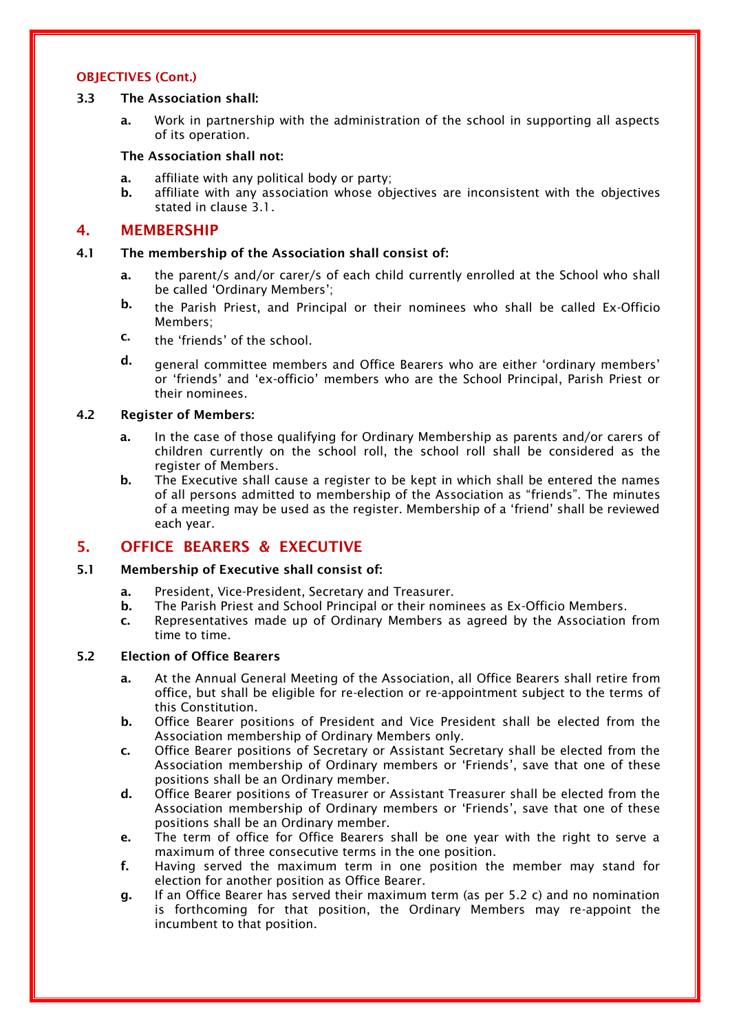**OBJECTIVES (Cont.)**

**3.3 The Association shall:**

- **a.** Work in partnership with the administration of the school in supporting all aspects of its operation.

**The Association shall not:**

- **a.** affiliate with any political body or party;
- **b.** affiliate with any association whose objectives are inconsistent with the objectives stated in clause 3.1.

## 4. MEMBERSHIP

**4.1 The membership of the Association shall consist of:**

- **a.** the parent/s and/or carer/s of each child currently enrolled at the School who shall be called 'Ordinary Members';
- **b.** the Parish Priest, and Principal or their nominees who shall be called Ex-Officio Members;
- **c.** the 'friends' of the school.
- **d.** general committee members and Office Bearers who are either 'ordinary members' or 'friends' and 'ex-officio' members who are the School Principal, Parish Priest or their nominees.

**4.2 Register of Members:**

- **a.** In the case of those qualifying for Ordinary Membership as parents and/or carers of children currently on the school roll, the school roll shall be considered as the register of Members.
- **b.** The Executive shall cause a register to be kept in which shall be entered the names of all persons admitted to membership of the Association as "friends". The minutes of a meeting may be used as the register. Membership of a 'friend' shall be reviewed each year.

## 5. OFFICE BEARERS & EXECUTIVE

**5.1 Membership of Executive shall consist of:**

- **a.** President, Vice-President, Secretary and Treasurer.
- **b.** The Parish Priest and School Principal or their nominees as Ex-Officio Members.
- **c.** Representatives made up of Ordinary Members as agreed by the Association from time to time.

**5.2 Election of Office Bearers**

- **a.** At the Annual General Meeting of the Association, all Office Bearers shall retire from office, but shall be eligible for re-election or re-appointment subject to the terms of this Constitution.
- **b.** Office Bearer positions of President and Vice President shall be elected from the Association membership of Ordinary Members only.
- **c.** Office Bearer positions of Secretary or Assistant Secretary shall be elected from the Association membership of Ordinary members or 'Friends', save that one of these positions shall be an Ordinary member.
- **d.** Office Bearer positions of Treasurer or Assistant Treasurer shall be elected from the Association membership of Ordinary members or 'Friends', save that one of these positions shall be an Ordinary member.
- **e.** The term of office for Office Bearers shall be one year with the right to serve a maximum of three consecutive terms in the one position.
- **f.** Having served the maximum term in one position the member may stand for election for another position as Office Bearer.
- **g.** If an Office Bearer has served their maximum term (as per 5.2 c) and no nomination is forthcoming for that position, the Ordinary Members may re-appoint the incumbent to that position.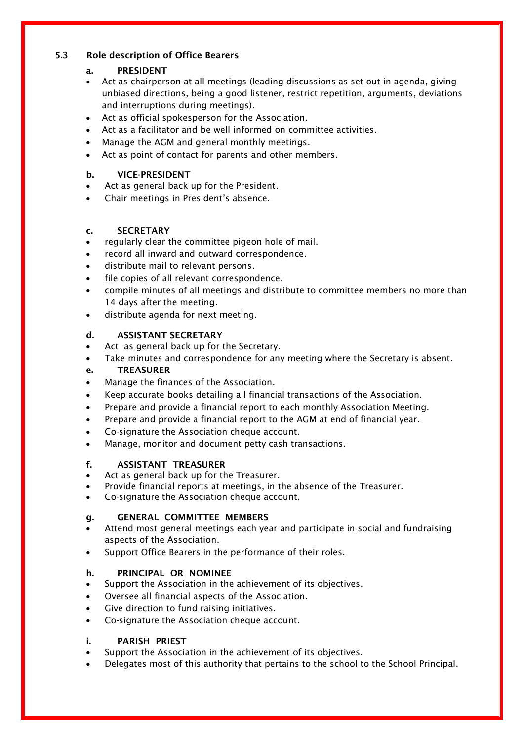### 5.3 Role description of Office Bearers

#### a. PRESIDENT

- Act as chairperson at all meetings (leading discussions as set out in agenda, giving unbiased directions, being a good listener, restrict repetition, arguments, deviations and interruptions during meetings).
- Act as official spokesperson for the Association.
- Act as a facilitator and be well informed on committee activities.
- Manage the AGM and general monthly meetings.
- Act as point of contact for parents and other members.

#### b. VICE-PRESIDENT

- Act as general back up for the President.
- Chair meetings in President's absence.

#### c. SECRETARY

- regularly clear the committee pigeon hole of mail.
- record all inward and outward correspondence.
- distribute mail to relevant persons.
- file copies of all relevant correspondence.
- compile minutes of all meetings and distribute to committee members no more than 14 days after the meeting.
- distribute agenda for next meeting.

#### d. ASSISTANT SECRETARY

- Act as general back up for the Secretary.
- Take minutes and correspondence for any meeting where the Secretary is absent.

#### e. TREASURER

- Manage the finances of the Association.
- Keep accurate books detailing all financial transactions of the Association.
- Prepare and provide a financial report to each monthly Association Meeting.
- Prepare and provide a financial report to the AGM at end of financial year.
- Co-signature the Association cheque account.
- Manage, monitor and document petty cash transactions.

#### f. ASSISTANT TREASURER

- Act as general back up for the Treasurer.
- Provide financial reports at meetings, in the absence of the Treasurer.
- Co-signature the Association cheque account.

#### g. GENERAL COMMITTEE MEMBERS

- Attend most general meetings each year and participate in social and fundraising aspects of the Association.
- Support Office Bearers in the performance of their roles.

#### h. PRINCIPAL OR NOMINEE

- Support the Association in the achievement of its objectives.
- Oversee all financial aspects of the Association.
- Give direction to fund raising initiatives.
- Co-signature the Association cheque account.

#### i. PARISH PRIEST

- Support the Association in the achievement of its objectives.
- Delegates most of this authority that pertains to the school to the School Principal.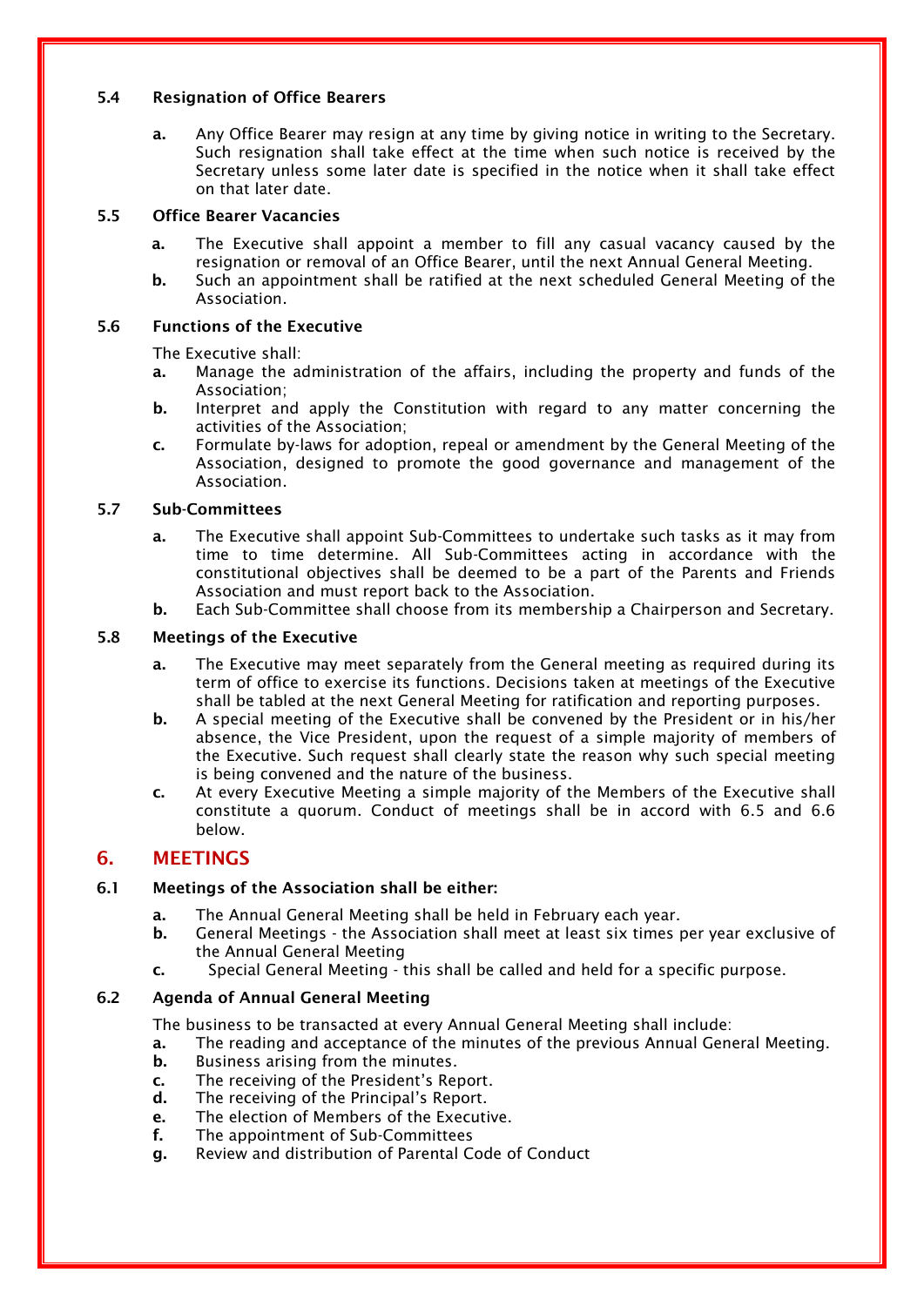### 5.4 Resignation of Office Bearers

- **a.** Any Office Bearer may resign at any time by giving notice in writing to the Secretary. Such resignation shall take effect at the time when such notice is received by the Secretary unless some later date is specified in the notice when it shall take effect on that later date.

### 5.5 Office Bearer Vacancies

- **a.** The Executive shall appoint a member to fill any casual vacancy caused by the resignation or removal of an Office Bearer, until the next Annual General Meeting.
- **b.** Such an appointment shall be ratified at the next scheduled General Meeting of the Association.

### 5.6 Functions of the Executive

The Executive shall:

- **a.** Manage the administration of the affairs, including the property and funds of the Association;
- **b.** Interpret and apply the Constitution with regard to any matter concerning the activities of the Association;
- **c.** Formulate by-laws for adoption, repeal or amendment by the General Meeting of the Association, designed to promote the good governance and management of the Association.

### 5.7 Sub-Committees

- **a.** The Executive shall appoint Sub-Committees to undertake such tasks as it may from time to time determine. All Sub-Committees acting in accordance with the constitutional objectives shall be deemed to be a part of the Parents and Friends Association and must report back to the Association.
- **b.** Each Sub-Committee shall choose from its membership a Chairperson and Secretary.

### 5.8 Meetings of the Executive

- **a.** The Executive may meet separately from the General meeting as required during its term of office to exercise its functions. Decisions taken at meetings of the Executive shall be tabled at the next General Meeting for ratification and reporting purposes.
- **b.** A special meeting of the Executive shall be convened by the President or in his/her absence, the Vice President, upon the request of a simple majority of members of the Executive. Such request shall clearly state the reason why such special meeting is being convened and the nature of the business.
- **c.** At every Executive Meeting a simple majority of the Members of the Executive shall constitute a quorum. Conduct of meetings shall be in accord with 6.5 and 6.6 below.

## 6. MEETINGS

### 6.1 Meetings of the Association shall be either:

- **a.** The Annual General Meeting shall be held in February each year.
- **b.** General Meetings - the Association shall meet at least six times per year exclusive of the Annual General Meeting
- **c.** Special General Meeting - this shall be called and held for a specific purpose.

### 6.2 Agenda of Annual General Meeting

The business to be transacted at every Annual General Meeting shall include:

- **a.** The reading and acceptance of the minutes of the previous Annual General Meeting.
- **b.** Business arising from the minutes.
- **c.** The receiving of the President's Report.
- **d.** The receiving of the Principal's Report.
- **e.** The election of Members of the Executive.
- **f.** The appointment of Sub-Committees
- **g.** Review and distribution of Parental Code of Conduct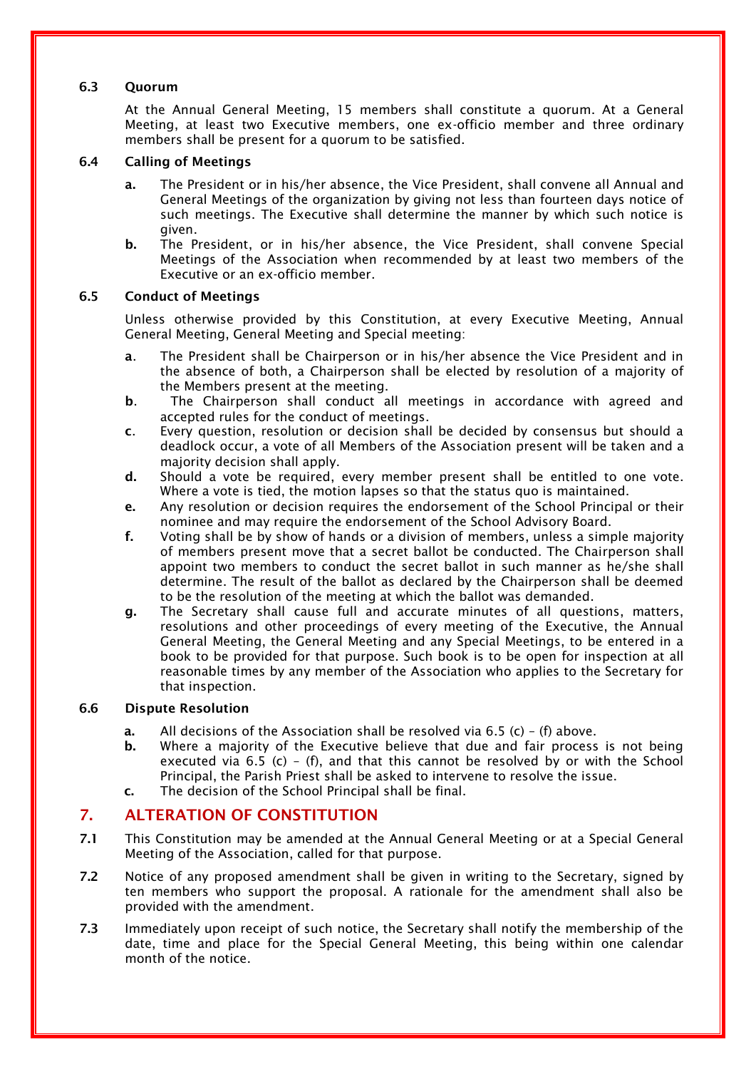### 6.3 Quorum

At the Annual General Meeting, 15 members shall constitute a quorum. At a General Meeting, at least two Executive members, one ex-officio member and three ordinary members shall be present for a quorum to be satisfied.

### 6.4 Calling of Meetings

**a.** The President or in his/her absence, the Vice President, shall convene all Annual and General Meetings of the organization by giving not less than fourteen days notice of such meetings. The Executive shall determine the manner by which such notice is given.

**b.** The President, or in his/her absence, the Vice President, shall convene Special Meetings of the Association when recommended by at least two members of the Executive or an ex-officio member.

### 6.5 Conduct of Meetings

Unless otherwise provided by this Constitution, at every Executive Meeting, Annual General Meeting, General Meeting and Special meeting:

**a**. The President shall be Chairperson or in his/her absence the Vice President and in the absence of both, a Chairperson shall be elected by resolution of a majority of the Members present at the meeting.

**b**. The Chairperson shall conduct all meetings in accordance with agreed and accepted rules for the conduct of meetings.

**c**. Every question, resolution or decision shall be decided by consensus but should a deadlock occur, a vote of all Members of the Association present will be taken and a majority decision shall apply.

**d.** Should a vote be required, every member present shall be entitled to one vote. Where a vote is tied, the motion lapses so that the status quo is maintained.

**e.** Any resolution or decision requires the endorsement of the School Principal or their nominee and may require the endorsement of the School Advisory Board.

**f.** Voting shall be by show of hands or a division of members, unless a simple majority of members present move that a secret ballot be conducted. The Chairperson shall appoint two members to conduct the secret ballot in such manner as he/she shall determine. The result of the ballot as declared by the Chairperson shall be deemed to be the resolution of the meeting at which the ballot was demanded.

**g.** The Secretary shall cause full and accurate minutes of all questions, matters, resolutions and other proceedings of every meeting of the Executive, the Annual General Meeting, the General Meeting and any Special Meetings, to be entered in a book to be provided for that purpose. Such book is to be open for inspection at all reasonable times by any member of the Association who applies to the Secretary for that inspection.

### 6.6 Dispute Resolution

**a.** All decisions of the Association shall be resolved via 6.5 (c) – (f) above.

**b.** Where a majority of the Executive believe that due and fair process is not being executed via 6.5 (c) – (f), and that this cannot be resolved by or with the School Principal, the Parish Priest shall be asked to intervene to resolve the issue.

**c.** The decision of the School Principal shall be final.

## 7. ALTERATION OF CONSTITUTION

**7.1** This Constitution may be amended at the Annual General Meeting or at a Special General Meeting of the Association, called for that purpose.

**7.2** Notice of any proposed amendment shall be given in writing to the Secretary, signed by ten members who support the proposal. A rationale for the amendment shall also be provided with the amendment.

**7.3** Immediately upon receipt of such notice, the Secretary shall notify the membership of the date, time and place for the Special General Meeting, this being within one calendar month of the notice.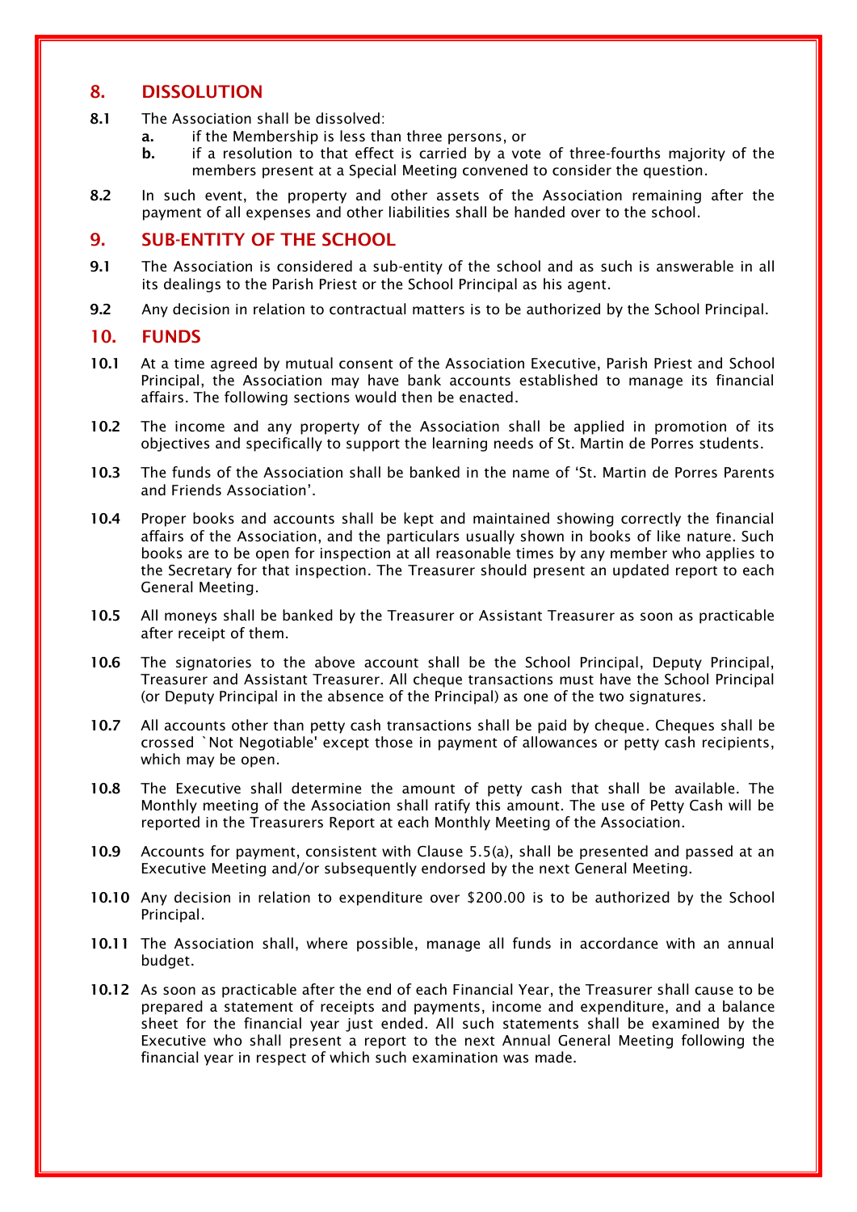## 8. DISSOLUTION

**8.1** The Association shall be dissolved:

- **a.** if the Membership is less than three persons, or
- **b.** if a resolution to that effect is carried by a vote of three-fourths majority of the members present at a Special Meeting convened to consider the question.

**8.2** In such event, the property and other assets of the Association remaining after the payment of all expenses and other liabilities shall be handed over to the school.

## 9. SUB-ENTITY OF THE SCHOOL

**9.1** The Association is considered a sub-entity of the school and as such is answerable in all its dealings to the Parish Priest or the School Principal as his agent.

**9.2** Any decision in relation to contractual matters is to be authorized by the School Principal.

## 10. FUNDS

**10.1** At a time agreed by mutual consent of the Association Executive, Parish Priest and School Principal, the Association may have bank accounts established to manage its financial affairs. The following sections would then be enacted.

**10.2** The income and any property of the Association shall be applied in promotion of its objectives and specifically to support the learning needs of St. Martin de Porres students.

**10.3** The funds of the Association shall be banked in the name of 'St. Martin de Porres Parents and Friends Association'.

**10.4** Proper books and accounts shall be kept and maintained showing correctly the financial affairs of the Association, and the particulars usually shown in books of like nature. Such books are to be open for inspection at all reasonable times by any member who applies to the Secretary for that inspection. The Treasurer should present an updated report to each General Meeting.

**10.5** All moneys shall be banked by the Treasurer or Assistant Treasurer as soon as practicable after receipt of them.

**10.6** The signatories to the above account shall be the School Principal, Deputy Principal, Treasurer and Assistant Treasurer. All cheque transactions must have the School Principal (or Deputy Principal in the absence of the Principal) as one of the two signatures.

**10.7** All accounts other than petty cash transactions shall be paid by cheque. Cheques shall be crossed `Not Negotiable' except those in payment of allowances or petty cash recipients, which may be open.

**10.8** The Executive shall determine the amount of petty cash that shall be available. The Monthly meeting of the Association shall ratify this amount. The use of Petty Cash will be reported in the Treasurers Report at each Monthly Meeting of the Association.

**10.9** Accounts for payment, consistent with Clause 5.5(a), shall be presented and passed at an Executive Meeting and/or subsequently endorsed by the next General Meeting.

**10.10** Any decision in relation to expenditure over $200.00 is to be authorized by the School Principal.

**10.11** The Association shall, where possible, manage all funds in accordance with an annual budget.

**10.12** As soon as practicable after the end of each Financial Year, the Treasurer shall cause to be prepared a statement of receipts and payments, income and expenditure, and a balance sheet for the financial year just ended. All such statements shall be examined by the Executive who shall present a report to the next Annual General Meeting following the financial year in respect of which such examination was made.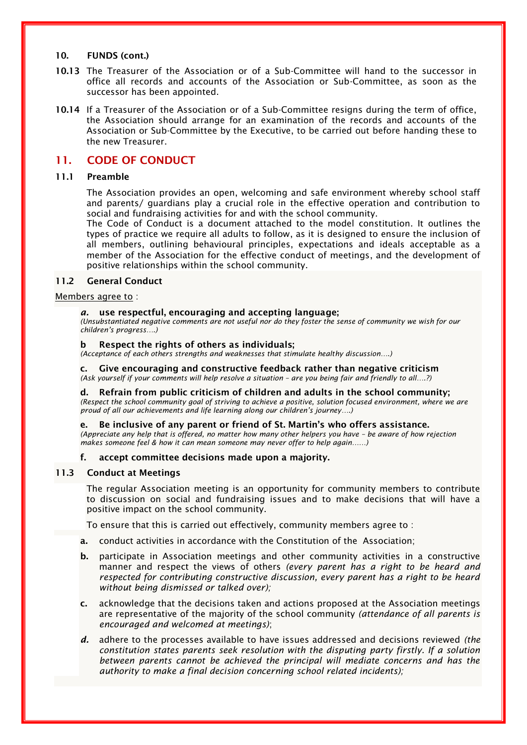**10. FUNDS (cont.)**

**10.13** The Treasurer of the Association or of a Sub-Committee will hand to the successor in office all records and accounts of the Association or Sub-Committee, as soon as the successor has been appointed.

**10.14** If a Treasurer of the Association or of a Sub-Committee resigns during the term of office, the Association should arrange for an examination of the records and accounts of the Association or Sub-Committee by the Executive, to be carried out before handing these to the new Treasurer.

## 11. CODE OF CONDUCT

### 11.1 Preamble

The Association provides an open, welcoming and safe environment whereby school staff and parents/ guardians play a crucial role in the effective operation and contribution to social and fundraising activities for and with the school community.
The Code of Conduct is a document attached to the model constitution. It outlines the types of practice we require all adults to follow, as it is designed to ensure the inclusion of all members, outlining behavioural principles, expectations and ideals acceptable as a member of the Association for the effective conduct of meetings, and the development of positive relationships within the school community.

### 11.2 General Conduct

Members agree to :

***a.*** **use respectful, encouraging and accepting language;**
*(Unsubstantiated negative comments are not useful nor do they foster the sense of community we wish for our children's progress….)*

**b Respect the rights of others as individuals;**
*(Acceptance of each others strengths and weaknesses that stimulate healthy discussion….)*

**c. Give encouraging and constructive feedback rather than negative criticism**
*(Ask yourself if your comments will help resolve a situation – are you being fair and friendly to all….?)*

**d. Refrain from public criticism of children and adults in the school community;**
*(Respect the school community goal of striving to achieve a positive, solution focused environment, where we are proud of all our achievements and life learning along our children's journey….)*

**e. Be inclusive of any parent or friend of St. Martin's who offers assistance.**
*(Appreciate any help that is offered, no matter how many other helpers you have – be aware of how rejection makes someone feel & how it can mean someone may never offer to help again……)*

**f. accept committee decisions made upon a majority.**

### 11.3 Conduct at Meetings

The regular Association meeting is an opportunity for community members to contribute to discussion on social and fundraising issues and to make decisions that will have a positive impact on the school community.

To ensure that this is carried out effectively, community members agree to :

**a.** conduct activities in accordance with the Constitution of the Association;

**b.** participate in Association meetings and other community activities in a constructive manner and respect the views of others *(every parent has a right to be heard and respected for contributing constructive discussion, every parent has a right to be heard without being dismissed or talked over);*

**c.** acknowledge that the decisions taken and actions proposed at the Association meetings are representative of the majority of the school community *(attendance of all parents is encouraged and welcomed at meetings)*;

***d.*** adhere to the processes available to have issues addressed and decisions reviewed *(the constitution states parents seek resolution with the disputing party firstly. If a solution between parents cannot be achieved the principal will mediate concerns and has the authority to make a final decision concerning school related incidents);*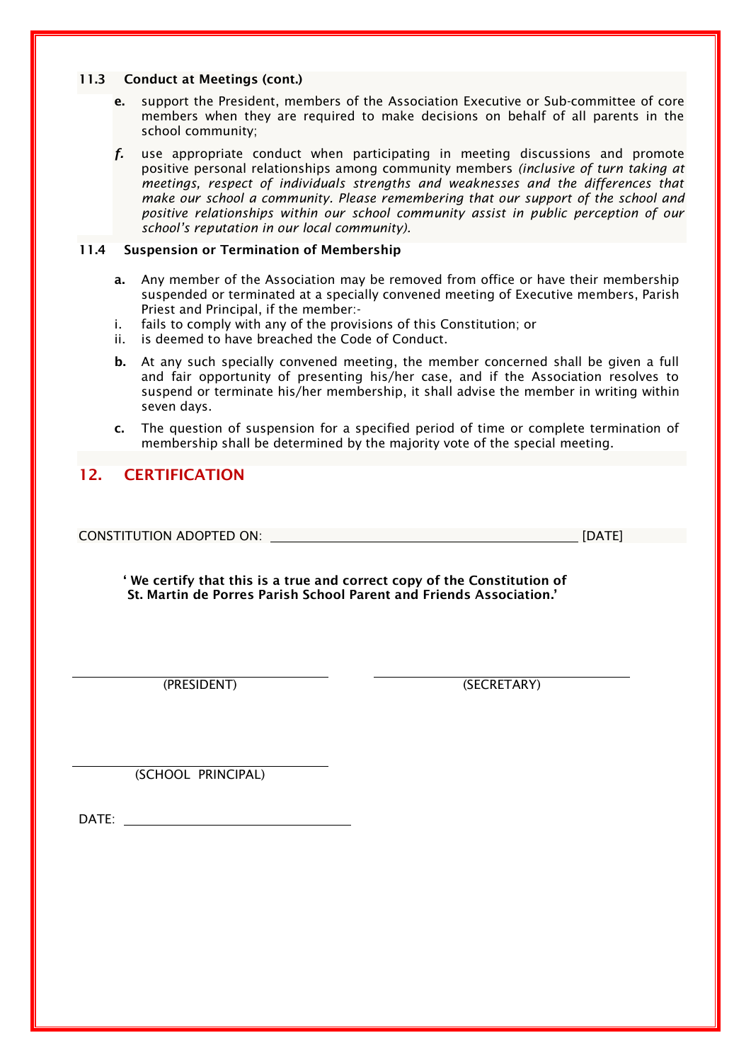**11.3 Conduct at Meetings (cont.)**

**e.** support the President, members of the Association Executive or Sub-committee of core members when they are required to make decisions on behalf of all parents in the school community;

***f.*** use appropriate conduct when participating in meeting discussions and promote positive personal relationships among community members *(inclusive of turn taking at meetings, respect of individuals strengths and weaknesses and the differences that make our school a community. Please remembering that our support of the school and positive relationships within our school community assist in public perception of our school's reputation in our local community).*

**11.4 Suspension or Termination of Membership**

**a.** Any member of the Association may be removed from office or have their membership suspended or terminated at a specially convened meeting of Executive members, Parish Priest and Principal, if the member:-

i. fails to comply with any of the provisions of this Constitution; or

ii. is deemed to have breached the Code of Conduct.

**b.** At any such specially convened meeting, the member concerned shall be given a full and fair opportunity of presenting his/her case, and if the Association resolves to suspend or terminate his/her membership, it shall advise the member in writing within seven days.

**c.** The question of suspension for a specified period of time or complete termination of membership shall be determined by the majority vote of the special meeting.

## 12. CERTIFICATION

CONSTITUTION ADOPTED ON: ______________________________ [DATE]

**' We certify that this is a true and correct copy of the Constitution of St. Martin de Porres Parish School Parent and Friends Association.'**

______________________________ (PRESIDENT)

______________________________ (SECRETARY)

______________________________ (SCHOOL PRINCIPAL)

DATE: ______________________________